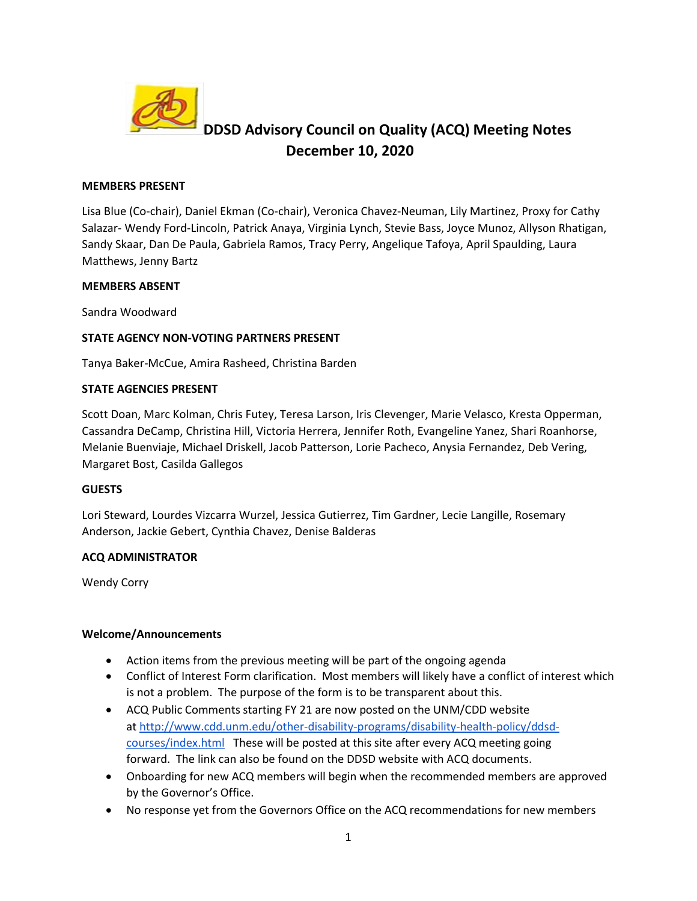# DDSD Advisory Council on Quality (ACQ) Meeting Notes
## December 10, 2020

**MEMBERS PRESENT**

Lisa Blue (Co-chair), Daniel Ekman (Co-chair), Veronica Chavez-Neuman, Lily Martinez, Proxy for Cathy Salazar- Wendy Ford-Lincoln, Patrick Anaya, Virginia Lynch, Stevie Bass, Joyce Munoz, Allyson Rhatigan, Sandy Skaar, Dan De Paula, Gabriela Ramos, Tracy Perry, Angelique Tafoya, April Spaulding, Laura Matthews, Jenny Bartz

**MEMBERS ABSENT**

Sandra Woodward

**STATE AGENCY NON-VOTING PARTNERS PRESENT**

Tanya Baker-McCue, Amira Rasheed, Christina Barden

**STATE AGENCIES PRESENT**

Scott Doan, Marc Kolman, Chris Futey, Teresa Larson, Iris Clevenger, Marie Velasco, Kresta Opperman, Cassandra DeCamp, Christina Hill, Victoria Herrera, Jennifer Roth, Evangeline Yanez, Shari Roanhorse, Melanie Buenviaje, Michael Driskell, Jacob Patterson, Lorie Pacheco, Anysia Fernandez, Deb Vering, Margaret Bost, Casilda Gallegos

**GUESTS**

Lori Steward, Lourdes Vizcarra Wurzel, Jessica Gutierrez, Tim Gardner, Lecie Langille, Rosemary Anderson, Jackie Gebert, Cynthia Chavez, Denise Balderas

**ACQ ADMINISTRATOR**

Wendy Corry

**Welcome/Announcements**

- Action items from the previous meeting will be part of the ongoing agenda
- Conflict of Interest Form clarification. Most members will likely have a conflict of interest which is not a problem. The purpose of the form is to be transparent about this.
- ACQ Public Comments starting FY 21 are now posted on the UNM/CDD website at http://www.cdd.unm.edu/other-disability-programs/disability-health-policy/ddsd-courses/index.html These will be posted at this site after every ACQ meeting going forward. The link can also be found on the DDSD website with ACQ documents.
- Onboarding for new ACQ members will begin when the recommended members are approved by the Governor's Office.
- No response yet from the Governors Office on the ACQ recommendations for new members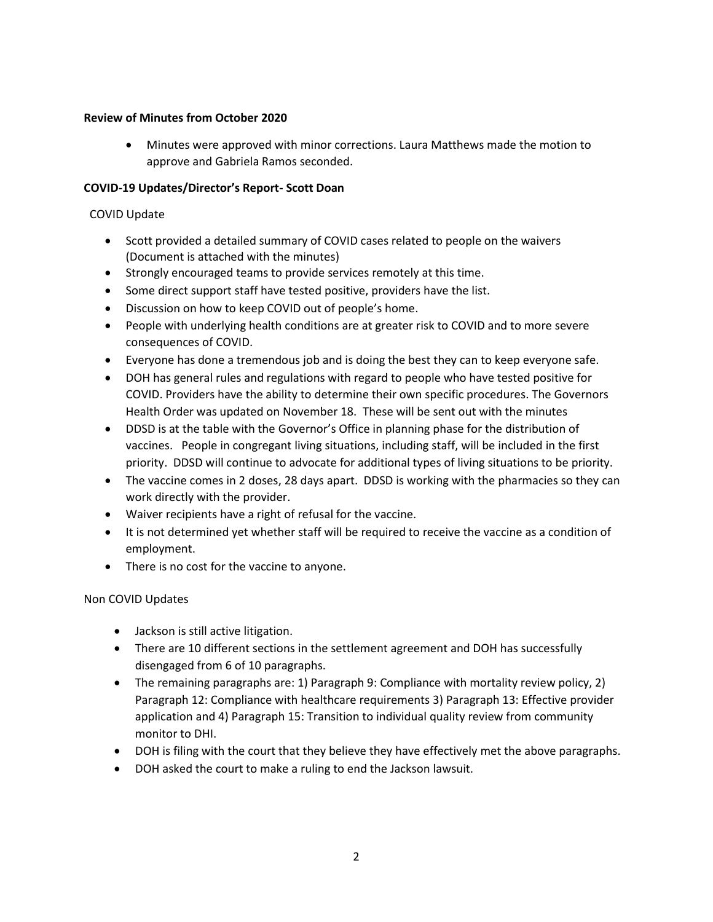**Review of Minutes from October 2020**

- Minutes were approved with minor corrections. Laura Matthews made the motion to approve and Gabriela Ramos seconded.

**COVID-19 Updates/Director's Report- Scott Doan**

COVID Update

- Scott provided a detailed summary of COVID cases related to people on the waivers (Document is attached with the minutes)
- Strongly encouraged teams to provide services remotely at this time.
- Some direct support staff have tested positive, providers have the list.
- Discussion on how to keep COVID out of people's home.
- People with underlying health conditions are at greater risk to COVID and to more severe consequences of COVID.
- Everyone has done a tremendous job and is doing the best they can to keep everyone safe.
- DOH has general rules and regulations with regard to people who have tested positive for COVID. Providers have the ability to determine their own specific procedures. The Governors Health Order was updated on November 18. These will be sent out with the minutes
- DDSD is at the table with the Governor's Office in planning phase for the distribution of vaccines. People in congregant living situations, including staff, will be included in the first priority. DDSD will continue to advocate for additional types of living situations to be priority.
- The vaccine comes in 2 doses, 28 days apart. DDSD is working with the pharmacies so they can work directly with the provider.
- Waiver recipients have a right of refusal for the vaccine.
- It is not determined yet whether staff will be required to receive the vaccine as a condition of employment.
- There is no cost for the vaccine to anyone.

Non COVID Updates

- Jackson is still active litigation.
- There are 10 different sections in the settlement agreement and DOH has successfully disengaged from 6 of 10 paragraphs.
- The remaining paragraphs are: 1) Paragraph 9: Compliance with mortality review policy, 2) Paragraph 12: Compliance with healthcare requirements 3) Paragraph 13: Effective provider application and 4) Paragraph 15: Transition to individual quality review from community monitor to DHI.
- DOH is filing with the court that they believe they have effectively met the above paragraphs.
- DOH asked the court to make a ruling to end the Jackson lawsuit.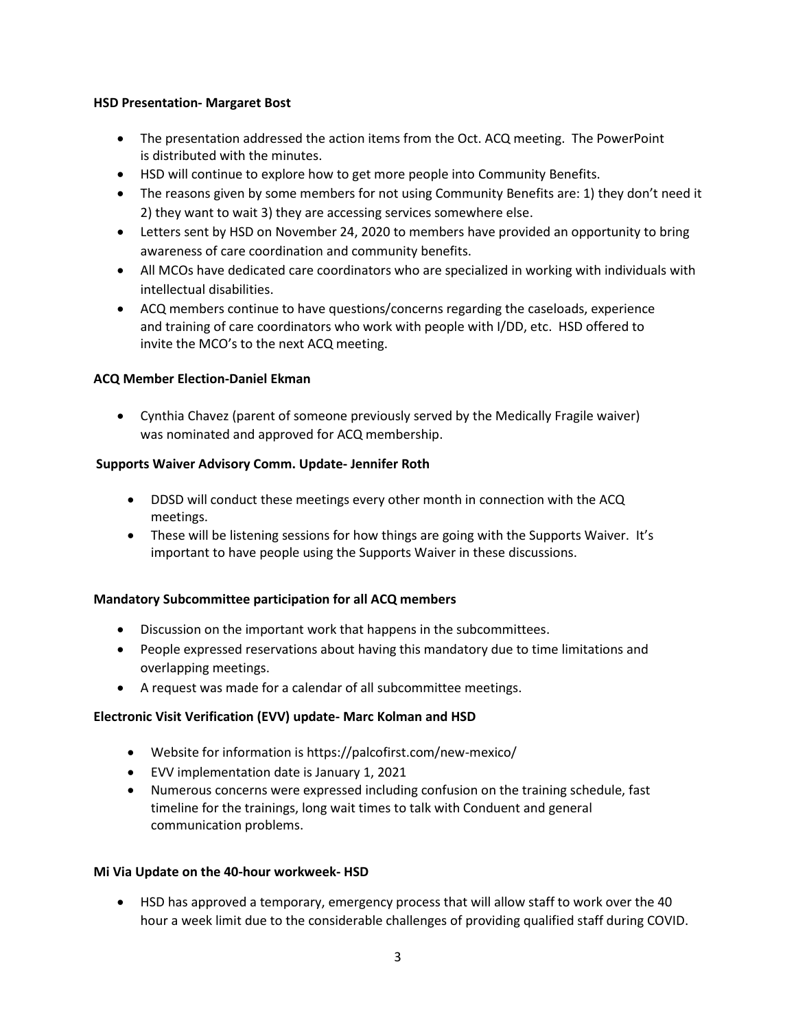**HSD Presentation- Margaret Bost**

- The presentation addressed the action items from the Oct. ACQ meeting. The PowerPoint is distributed with the minutes.
- HSD will continue to explore how to get more people into Community Benefits.
- The reasons given by some members for not using Community Benefits are: 1) they don't need it 2) they want to wait 3) they are accessing services somewhere else.
- Letters sent by HSD on November 24, 2020 to members have provided an opportunity to bring awareness of care coordination and community benefits.
- All MCOs have dedicated care coordinators who are specialized in working with individuals with intellectual disabilities.
- ACQ members continue to have questions/concerns regarding the caseloads, experience and training of care coordinators who work with people with I/DD, etc. HSD offered to invite the MCO's to the next ACQ meeting.

**ACQ Member Election-Daniel Ekman**

- Cynthia Chavez (parent of someone previously served by the Medically Fragile waiver) was nominated and approved for ACQ membership.

**Supports Waiver Advisory Comm. Update- Jennifer Roth**

- DDSD will conduct these meetings every other month in connection with the ACQ meetings.
- These will be listening sessions for how things are going with the Supports Waiver. It's important to have people using the Supports Waiver in these discussions.

**Mandatory Subcommittee participation for all ACQ members**

- Discussion on the important work that happens in the subcommittees.
- People expressed reservations about having this mandatory due to time limitations and overlapping meetings.
- A request was made for a calendar of all subcommittee meetings.

**Electronic Visit Verification (EVV) update- Marc Kolman and HSD**

- Website for information is https://palcofirst.com/new-mexico/
- EVV implementation date is January 1, 2021
- Numerous concerns were expressed including confusion on the training schedule, fast timeline for the trainings, long wait times to talk with Conduent and general communication problems.

**Mi Via Update on the 40-hour workweek- HSD**

- HSD has approved a temporary, emergency process that will allow staff to work over the 40 hour a week limit due to the considerable challenges of providing qualified staff during COVID.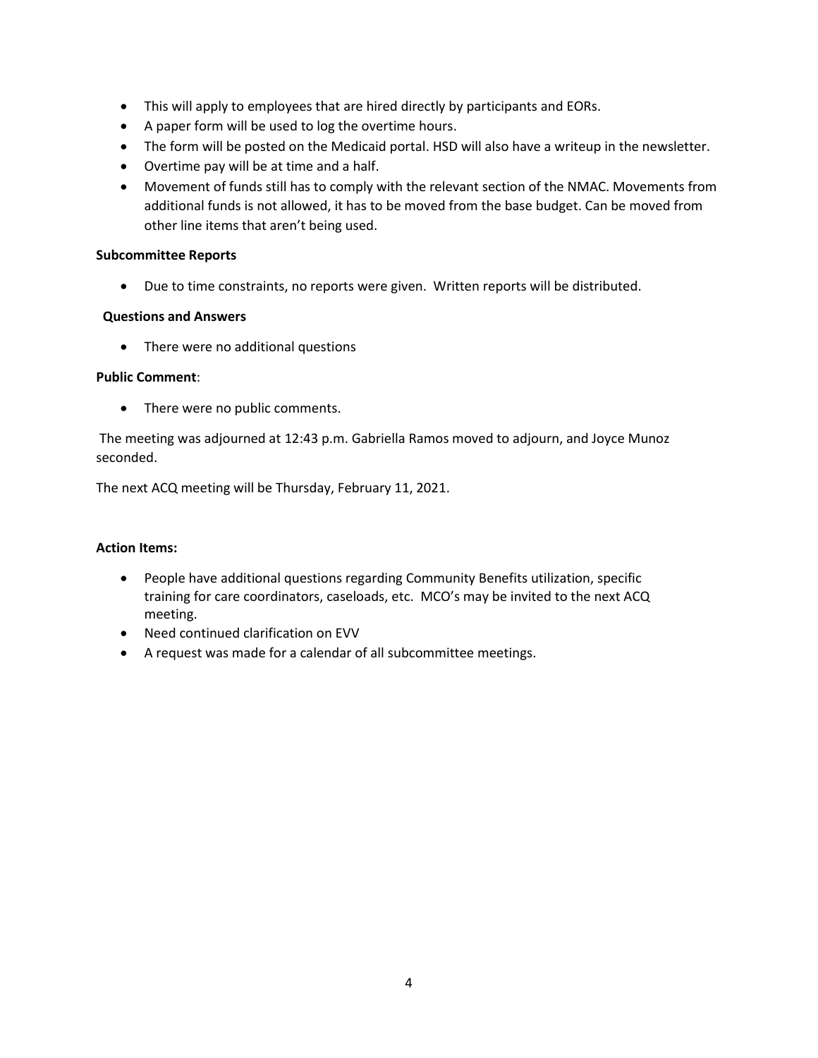- This will apply to employees that are hired directly by participants and EORs.
- A paper form will be used to log the overtime hours.
- The form will be posted on the Medicaid portal. HSD will also have a writeup in the newsletter.
- Overtime pay will be at time and a half.
- Movement of funds still has to comply with the relevant section of the NMAC. Movements from additional funds is not allowed, it has to be moved from the base budget. Can be moved from other line items that aren't being used.

**Subcommittee Reports**

- Due to time constraints, no reports were given. Written reports will be distributed.

**Questions and Answers**

- There were no additional questions

**Public Comment**:

- There were no public comments.

The meeting was adjourned at 12:43 p.m. Gabriella Ramos moved to adjourn, and Joyce Munoz seconded.

The next ACQ meeting will be Thursday, February 11, 2021.

**Action Items:**

- People have additional questions regarding Community Benefits utilization, specific training for care coordinators, caseloads, etc. MCO's may be invited to the next ACQ meeting.
- Need continued clarification on EVV
- A request was made for a calendar of all subcommittee meetings.